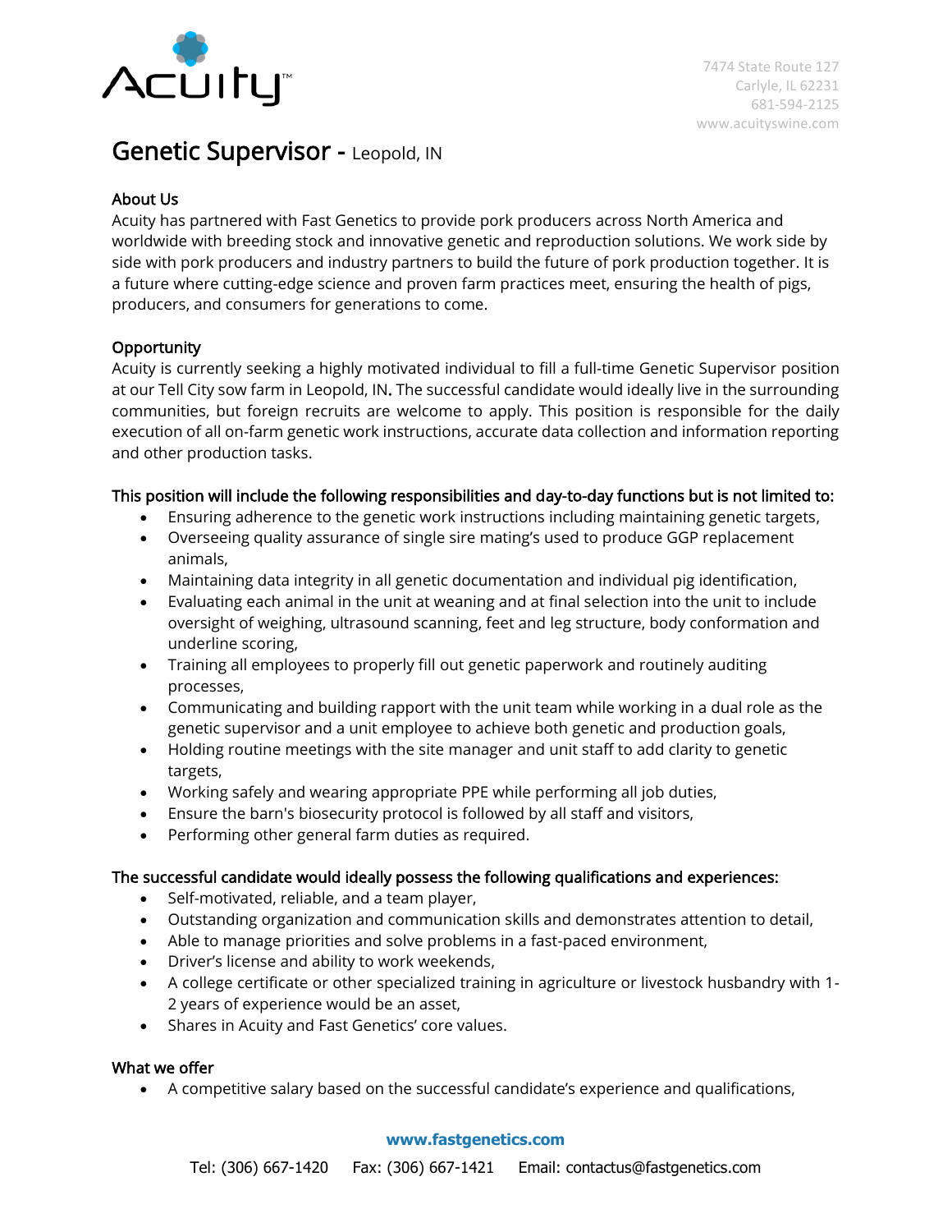Acuity™

7474 State Route 127
Carlyle, IL 62231
681-594-2125
www.acuityswine.com

# Genetic Supervisor - Leopold, IN

## About Us

Acuity has partnered with Fast Genetics to provide pork producers across North America and worldwide with breeding stock and innovative genetic and reproduction solutions. We work side by side with pork producers and industry partners to build the future of pork production together. It is a future where cutting-edge science and proven farm practices meet, ensuring the health of pigs, producers, and consumers for generations to come.

## Opportunity

Acuity is currently seeking a highly motivated individual to fill a full-time Genetic Supervisor position at our Tell City sow farm in Leopold, IN. The successful candidate would ideally live in the surrounding communities, but foreign recruits are welcome to apply. This position is responsible for the daily execution of all on-farm genetic work instructions, accurate data collection and information reporting and other production tasks.

## This position will include the following responsibilities and day-to-day functions but is not limited to:

- Ensuring adherence to the genetic work instructions including maintaining genetic targets,
- Overseeing quality assurance of single sire mating's used to produce GGP replacement animals,
- Maintaining data integrity in all genetic documentation and individual pig identification,
- Evaluating each animal in the unit at weaning and at final selection into the unit to include oversight of weighing, ultrasound scanning, feet and leg structure, body conformation and underline scoring,
- Training all employees to properly fill out genetic paperwork and routinely auditing processes,
- Communicating and building rapport with the unit team while working in a dual role as the genetic supervisor and a unit employee to achieve both genetic and production goals,
- Holding routine meetings with the site manager and unit staff to add clarity to genetic targets,
- Working safely and wearing appropriate PPE while performing all job duties,
- Ensure the barn's biosecurity protocol is followed by all staff and visitors,
- Performing other general farm duties as required.

## The successful candidate would ideally possess the following qualifications and experiences:

- Self-motivated, reliable, and a team player,
- Outstanding organization and communication skills and demonstrates attention to detail,
- Able to manage priorities and solve problems in a fast-paced environment,
- Driver's license and ability to work weekends,
- A college certificate or other specialized training in agriculture or livestock husbandry with 1-2 years of experience would be an asset,
- Shares in Acuity and Fast Genetics' core values.

## What we offer

- A competitive salary based on the successful candidate's experience and qualifications,

**www.fastgenetics.com**

Tel: (306) 667-1420 Fax: (306) 667-1421 Email: contactus@fastgenetics.com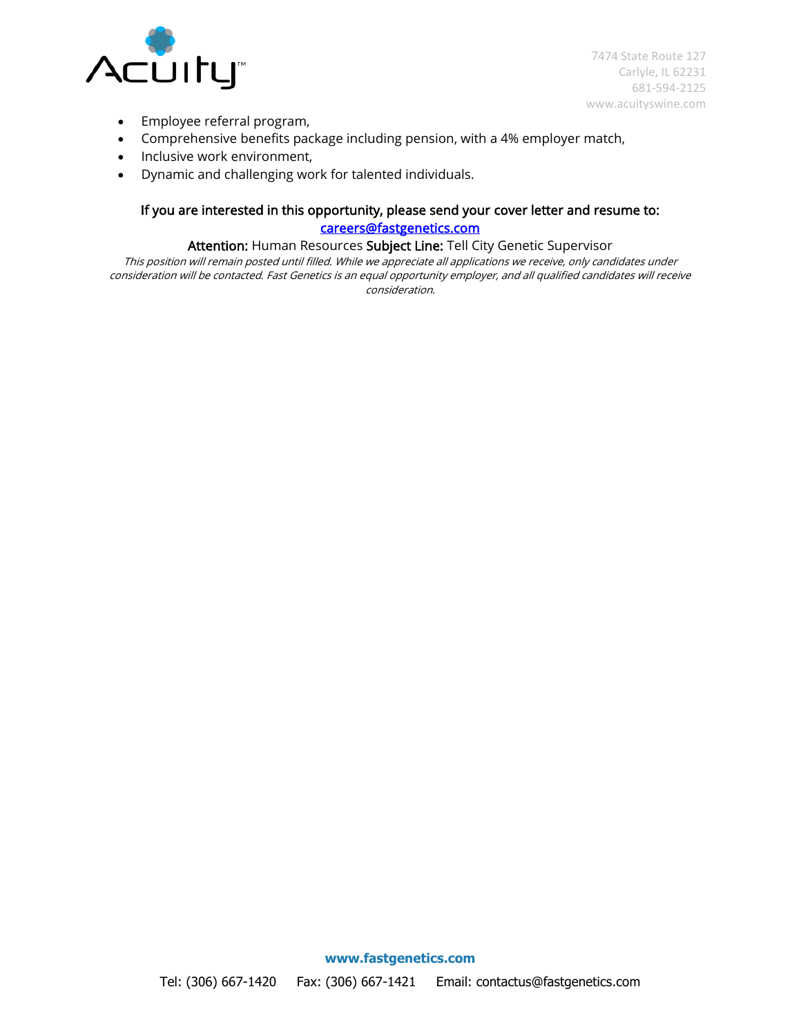- Employee referral program,
- Comprehensive benefits package including pension, with a 4% employer match,
- Inclusive work environment,
- Dynamic and challenging work for talented individuals.

**If you are interested in this opportunity, please send your cover letter and resume to:**
careers@fastgenetics.com

**Attention:** Human Resources **Subject Line:** Tell City Genetic Supervisor

*This position will remain posted until filled. While we appreciate all applications we receive, only candidates under consideration will be contacted. Fast Genetics is an equal opportunity employer, and all qualified candidates will receive consideration.*